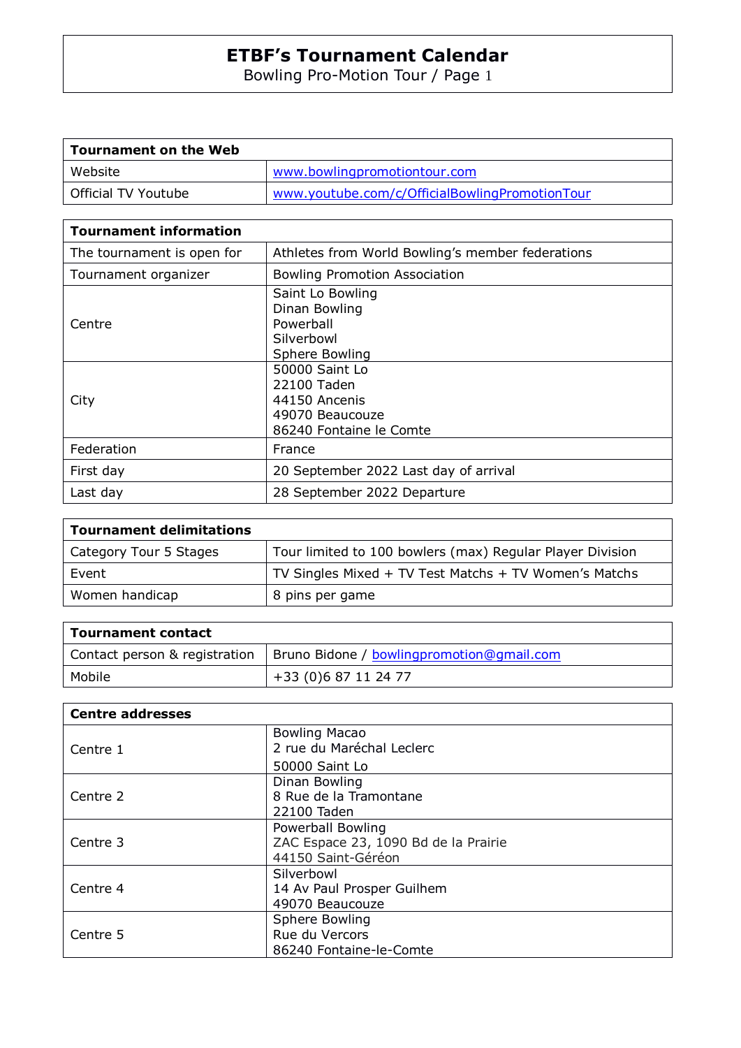# ETBF's Tournament Calendar

Bowling Pro-Motion Tour / Page 1

| Tournament on the Web | |
|---|---|
| Website | www.bowlingpromotiontour.com |
| Official TV Youtube | www.youtube.com/c/OfficialBowlingPromotionTour |

| Tournament information | |
|---|---|
| The tournament is open for | Athletes from World Bowling's member federations |
| Tournament organizer | Bowling Promotion Association |
| Centre | Saint Lo Bowling<br>Dinan Bowling<br>Powerball<br>Silverbowl<br>Sphere Bowling |
| City | 50000 Saint Lo<br>22100 Taden<br>44150 Ancenis<br>49070 Beaucouze<br>86240 Fontaine le Comte |
| Federation | France |
| First day | 20 September 2022 Last day of arrival |
| Last day | 28 September 2022 Departure |

| Tournament delimitations | |
|---|---|
| Category Tour 5 Stages | Tour limited to 100 bowlers (max) Regular Player Division |
| Event | TV Singles Mixed + TV Test Matchs + TV Women's Matchs |
| Women handicap | 8 pins per game |

| Tournament contact | |
|---|---|
| Contact person & registration | Bruno Bidone / bowlingpromotion@gmail.com |
| Mobile | +33 (0)6 87 11 24 77 |

| Centre addresses | |
|---|---|
| Centre 1 | Bowling Macao<br>2 rue du Maréchal Leclerc<br>50000 Saint Lo |
| Centre 2 | Dinan Bowling<br>8 Rue de la Tramontane<br>22100 Taden |
| Centre 3 | Powerball Bowling<br>ZAC Espace 23, 1090 Bd de la Prairie<br>44150 Saint-Géréon |
| Centre 4 | Silverbowl<br>14 Av Paul Prosper Guilhem<br>49070 Beaucouze |
| Centre 5 | Sphere Bowling<br>Rue du Vercors<br>86240 Fontaine-le-Comte |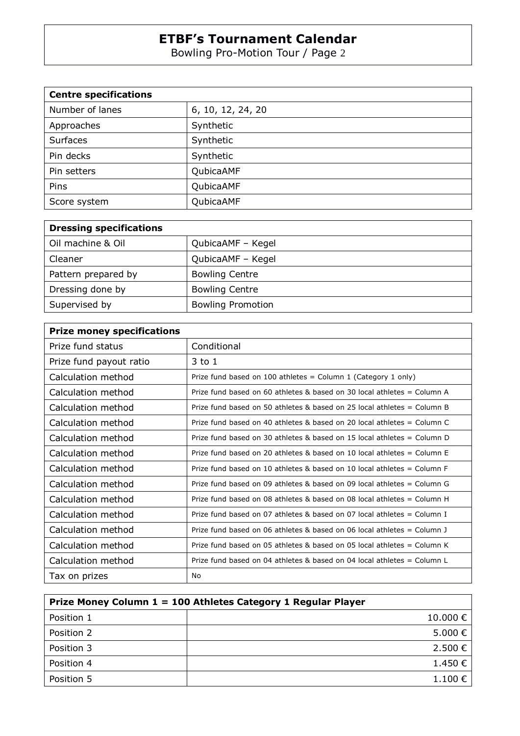# ETBF's Tournament Calendar

Bowling Pro-Motion Tour / Page 2

| Centre specifications | |
|---|---|
| Number of lanes | 6, 10, 12, 24, 20 |
| Approaches | Synthetic |
| Surfaces | Synthetic |
| Pin decks | Synthetic |
| Pin setters | QubicaAMF |
| Pins | QubicaAMF |
| Score system | QubicaAMF |

| Dressing specifications | |
|---|---|
| Oil machine & Oil | QubicaAMF – Kegel |
| Cleaner | QubicaAMF – Kegel |
| Pattern prepared by | Bowling Centre |
| Dressing done by | Bowling Centre |
| Supervised by | Bowling Promotion |

| Prize money specifications | |
|---|---|
| Prize fund status | Conditional |
| Prize fund payout ratio | 3 to 1 |
| Calculation method | Prize fund based on 100 athletes = Column 1 (Category 1 only) |
| Calculation method | Prize fund based on 60 athletes & based on 30 local athletes = Column A |
| Calculation method | Prize fund based on 50 athletes & based on 25 local athletes = Column B |
| Calculation method | Prize fund based on 40 athletes & based on 20 local athletes = Column C |
| Calculation method | Prize fund based on 30 athletes & based on 15 local athletes = Column D |
| Calculation method | Prize fund based on 20 athletes & based on 10 local athletes = Column E |
| Calculation method | Prize fund based on 10 athletes & based on 10 local athletes = Column F |
| Calculation method | Prize fund based on 09 athletes & based on 09 local athletes = Column G |
| Calculation method | Prize fund based on 08 athletes & based on 08 local athletes = Column H |
| Calculation method | Prize fund based on 07 athletes & based on 07 local athletes = Column I |
| Calculation method | Prize fund based on 06 athletes & based on 06 local athletes = Column J |
| Calculation method | Prize fund based on 05 athletes & based on 05 local athletes = Column K |
| Calculation method | Prize fund based on 04 athletes & based on 04 local athletes = Column L |
| Tax on prizes | No |

| Prize Money Column 1 = 100 Athletes Category 1 Regular Player | |
|---|---:|
| Position 1 | 10.000 € |
| Position 2 | 5.000 € |
| Position 3 | 2.500 € |
| Position 4 | 1.450 € |
| Position 5 | 1.100 € |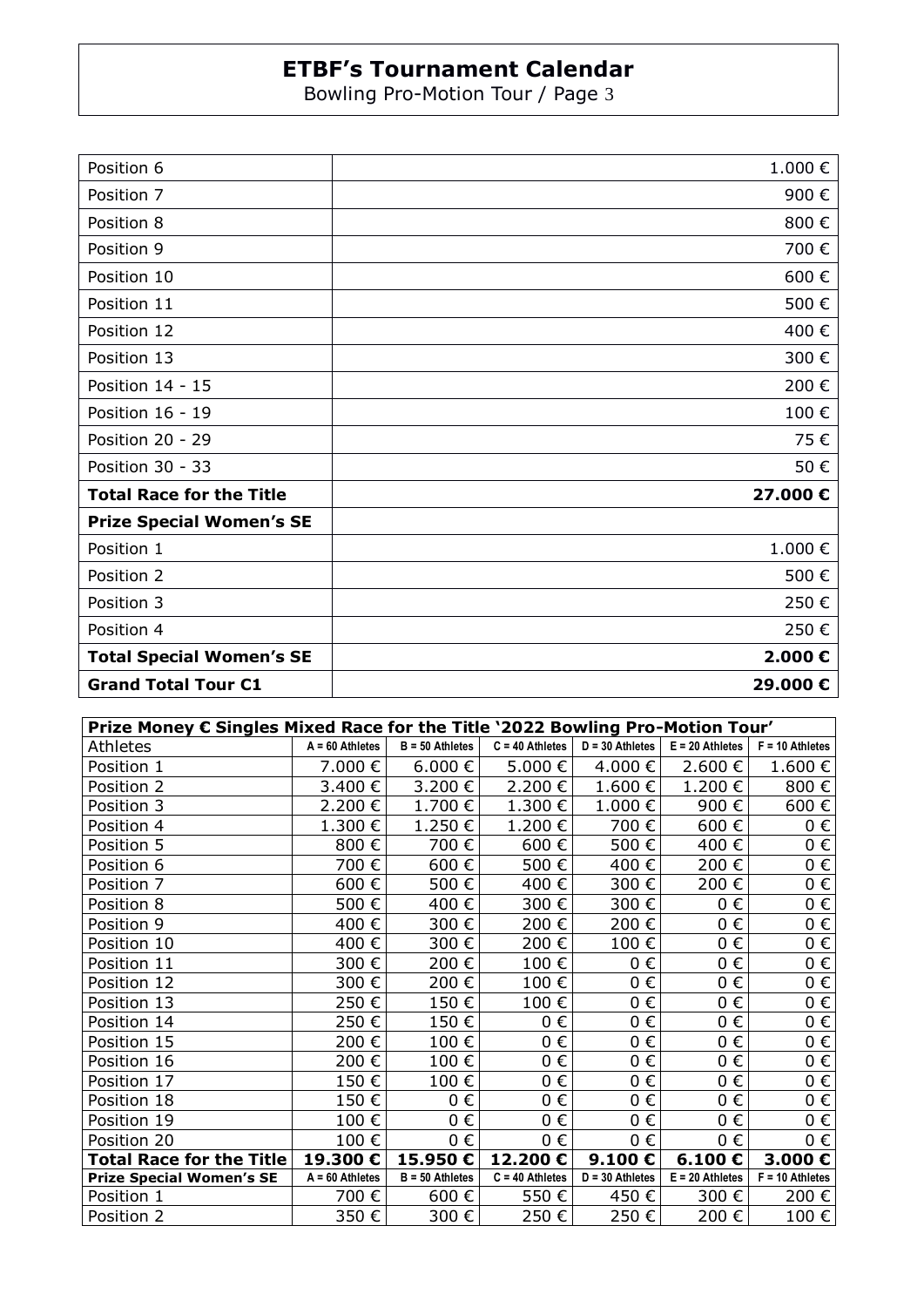| | |
|---|---|
| Position 6 | 1.000 € |
| Position 7 | 900 € |
| Position 8 | 800 € |
| Position 9 | 700 € |
| Position 10 | 600 € |
| Position 11 | 500 € |
| Position 12 | 400 € |
| Position 13 | 300 € |
| Position 14 - 15 | 200 € |
| Position 16 - 19 | 100 € |
| Position 20 - 29 | 75 € |
| Position 30 - 33 | 50 € |
| **Total Race for the Title** | **27.000 €** |
| **Prize Special Women's SE** | |
| Position 1 | 1.000 € |
| Position 2 | 500 € |
| Position 3 | 250 € |
| Position 4 | 250 € |
| **Total Special Women's SE** | **2.000 €** |
| **Grand Total Tour C1** | **29.000 €** |

| **Prize Money € Singles Mixed Race for the Title '2022 Bowling Pro-Motion Tour'** | | | | | | |
|---|---|---|---|---|---|---|
| Athletes | A = 60 Athletes | B = 50 Athletes | C = 40 Athletes | D = 30 Athletes | E = 20 Athletes | F = 10 Athletes |
| Position 1 | 7.000 € | 6.000 € | 5.000 € | 4.000 € | 2.600 € | 1.600 € |
| Position 2 | 3.400 € | 3.200 € | 2.200 € | 1.600 € | 1.200 € | 800 € |
| Position 3 | 2.200 € | 1.700 € | 1.300 € | 1.000 € | 900 € | 600 € |
| Position 4 | 1.300 € | 1.250 € | 1.200 € | 700 € | 600 € | 0 € |
| Position 5 | 800 € | 700 € | 600 € | 500 € | 400 € | 0 € |
| Position 6 | 700 € | 600 € | 500 € | 400 € | 200 € | 0 € |
| Position 7 | 600 € | 500 € | 400 € | 300 € | 200 € | 0 € |
| Position 8 | 500 € | 400 € | 300 € | 300 € | 0 € | 0 € |
| Position 9 | 400 € | 300 € | 200 € | 200 € | 0 € | 0 € |
| Position 10 | 400 € | 300 € | 200 € | 100 € | 0 € | 0 € |
| Position 11 | 300 € | 200 € | 100 € | 0 € | 0 € | 0 € |
| Position 12 | 300 € | 200 € | 100 € | 0 € | 0 € | 0 € |
| Position 13 | 250 € | 150 € | 100 € | 0 € | 0 € | 0 € |
| Position 14 | 250 € | 150 € | 0 € | 0 € | 0 € | 0 € |
| Position 15 | 200 € | 100 € | 0 € | 0 € | 0 € | 0 € |
| Position 16 | 200 € | 100 € | 0 € | 0 € | 0 € | 0 € |
| Position 17 | 150 € | 100 € | 0 € | 0 € | 0 € | 0 € |
| Position 18 | 150 € | 0 € | 0 € | 0 € | 0 € | 0 € |
| Position 19 | 100 € | 0 € | 0 € | 0 € | 0 € | 0 € |
| Position 20 | 100 € | 0 € | 0 € | 0 € | 0 € | 0 € |
| **Total Race for the Title** | **19.300 €** | **15.950 €** | **12.200 €** | **9.100 €** | **6.100 €** | **3.000 €** |
| **Prize Special Women's SE** | A = 60 Athletes | B = 50 Athletes | C = 40 Athletes | D = 30 Athletes | E = 20 Athletes | F = 10 Athletes |
| Position 1 | 700 € | 600 € | 550 € | 450 € | 300 € | 200 € |
| Position 2 | 350 € | 300 € | 250 € | 250 € | 200 € | 100 € |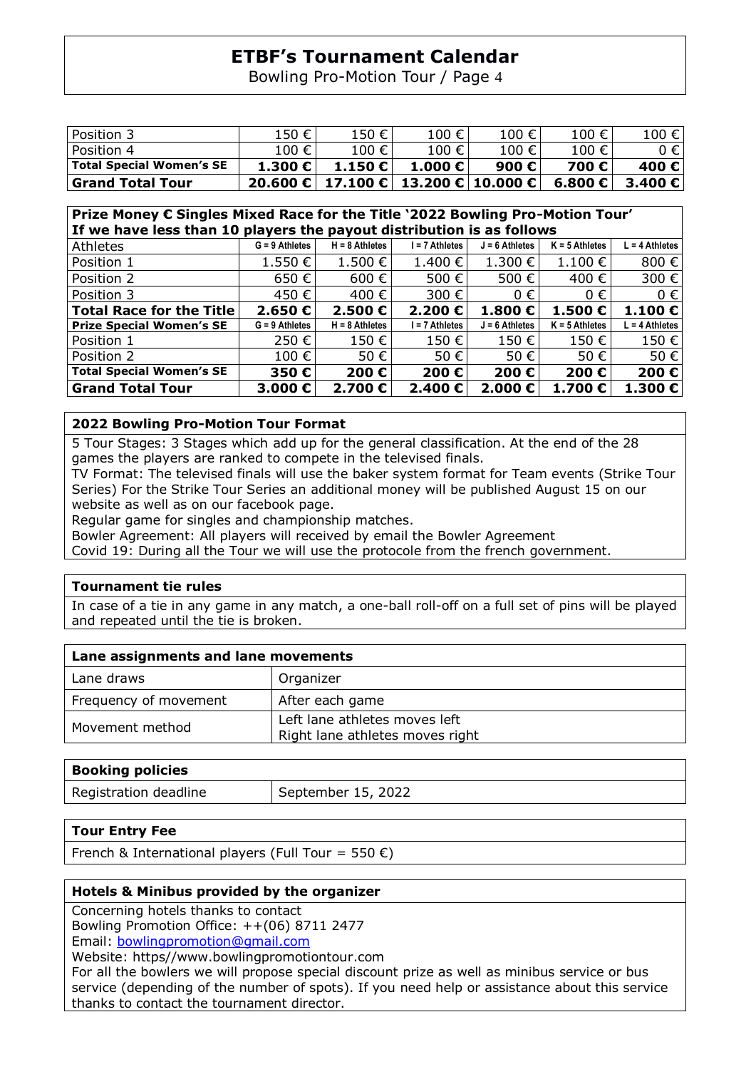| | | | | | | |
|---|---|---|---|---|---|---|
| Position 3 | 150 € | 150 € | 100 € | 100 € | 100 € | 100 € |
| Position 4 | 100 € | 100 € | 100 € | 100 € | 100 € | 0 € |
| **Total Special Women's SE** | **1.300 €** | **1.150 €** | **1.000 €** | **900 €** | **700 €** | **400 €** |
| **Grand Total Tour** | **20.600 €** | **17.100 €** | **13.200 €** | **10.000 €** | **6.800 €** | **3.400 €** |

**Prize Money € Singles Mixed Race for the Title '2022 Bowling Pro-Motion Tour'**
**If we have less than 10 players the payout distribution is as follows**

| Athletes | G = 9 Athletes | H = 8 Athletes | I = 7 Athletes | J = 6 Athletes | K = 5 Athletes | L = 4 Athletes |
|---|---|---|---|---|---|---|
| Position 1 | 1.550 € | 1.500 € | 1.400 € | 1.300 € | 1.100 € | 800 € |
| Position 2 | 650 € | 600 € | 500 € | 500 € | 400 € | 300 € |
| Position 3 | 450 € | 400 € | 300 € | 0 € | 0 € | 0 € |
| **Total Race for the Title** | **2.650 €** | **2.500 €** | **2.200 €** | **1.800 €** | **1.500 €** | **1.100 €** |
| **Prize Special Women's SE** | G = 9 Athletes | H = 8 Athletes | I = 7 Athletes | J = 6 Athletes | K = 5 Athletes | L = 4 Athletes |
| Position 1 | 250 € | 150 € | 150 € | 150 € | 150 € | 150 € |
| Position 2 | 100 € | 50 € | 50 € | 50 € | 50 € | 50 € |
| **Total Special Women's SE** | **350 €** | **200 €** | **200 €** | **200 €** | **200 €** | **200 €** |
| **Grand Total Tour** | **3.000 €** | **2.700 €** | **2.400 €** | **2.000 €** | **1.700 €** | **1.300 €** |

**2022 Bowling Pro-Motion Tour Format**

5 Tour Stages: 3 Stages which add up for the general classification. At the end of the 28 games the players are ranked to compete in the televised finals.
TV Format: The televised finals will use the baker system format for Team events (Strike Tour Series) For the Strike Tour Series an additional money will be published August 15 on our website as well as on our facebook page.
Regular game for singles and championship matches.
Bowler Agreement: All players will received by email the Bowler Agreement
Covid 19: During all the Tour we will use the protocole from the french government.

**Tournament tie rules**

In case of a tie in any game in any match, a one-ball roll-off on a full set of pins will be played and repeated until the tie is broken.

| **Lane assignments and lane movements** | |
|---|---|
| Lane draws | Organizer |
| Frequency of movement | After each game |
| Movement method | Left lane athletes moves left<br>Right lane athletes moves right |

| **Booking policies** | |
|---|---|
| Registration deadline | September 15, 2022 |

**Tour Entry Fee**

French & International players (Full Tour = 550 €)

**Hotels & Minibus provided by the organizer**

Concerning hotels thanks to contact
Bowling Promotion Office: ++(06) 8711 2477
Email: bowlingpromotion@gmail.com
Website: https//www.bowlingpromotiontour.com
For all the bowlers we will propose special discount prize as well as minibus service or bus service (depending of the number of spots). If you need help or assistance about this service thanks to contact the tournament director.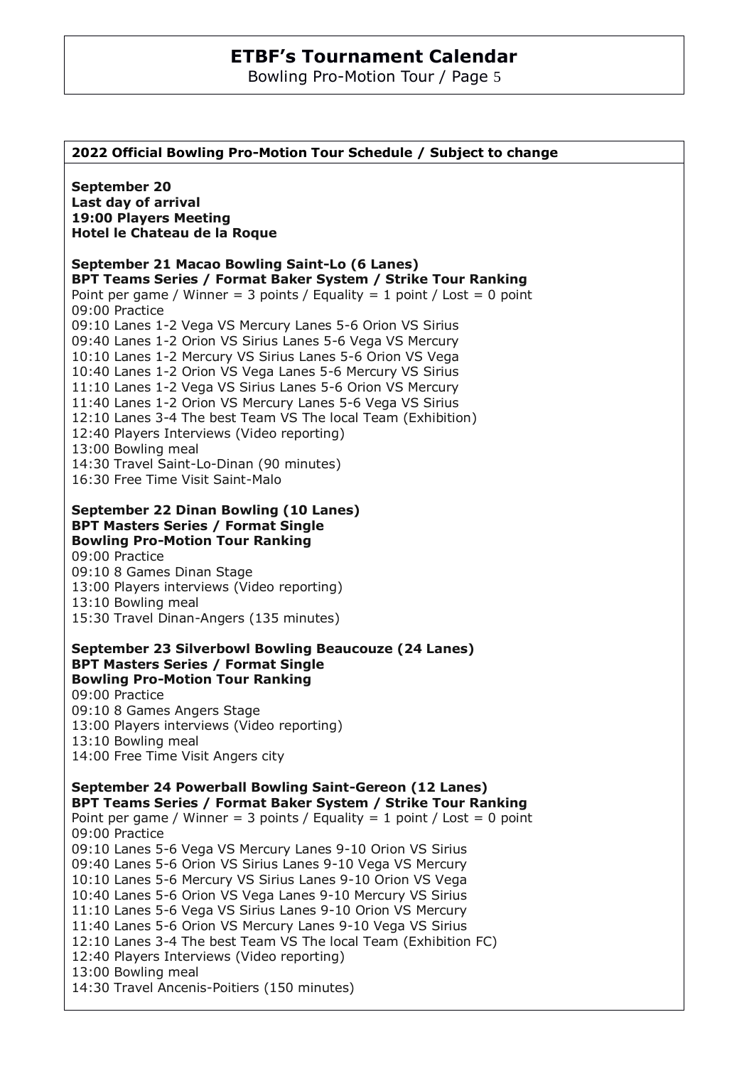**2022 Official Bowling Pro-Motion Tour Schedule / Subject to change**

**September 20**
**Last day of arrival**
**19:00 Players Meeting**
**Hotel le Chateau de la Roque**

**September 21 Macao Bowling Saint-Lo (6 Lanes)**
**BPT Teams Series / Format Baker System / Strike Tour Ranking**
Point per game / Winner = 3 points / Equality = 1 point / Lost = 0 point
09:00 Practice
09:10 Lanes 1-2 Vega VS Mercury Lanes 5-6 Orion VS Sirius
09:40 Lanes 1-2 Orion VS Sirius Lanes 5-6 Vega VS Mercury
10:10 Lanes 1-2 Mercury VS Sirius Lanes 5-6 Orion VS Vega
10:40 Lanes 1-2 Orion VS Vega Lanes 5-6 Mercury VS Sirius
11:10 Lanes 1-2 Vega VS Sirius Lanes 5-6 Orion VS Mercury
11:40 Lanes 1-2 Orion VS Mercury Lanes 5-6 Vega VS Sirius
12:10 Lanes 3-4 The best Team VS The local Team (Exhibition)
12:40 Players Interviews (Video reporting)
13:00 Bowling meal
14:30 Travel Saint-Lo-Dinan (90 minutes)
16:30 Free Time Visit Saint-Malo

**September 22 Dinan Bowling (10 Lanes)**
**BPT Masters Series / Format Single**
**Bowling Pro-Motion Tour Ranking**
09:00 Practice
09:10 8 Games Dinan Stage
13:00 Players interviews (Video reporting)
13:10 Bowling meal
15:30 Travel Dinan-Angers (135 minutes)

**September 23 Silverbowl Bowling Beaucouze (24 Lanes)**
**BPT Masters Series / Format Single**
**Bowling Pro-Motion Tour Ranking**
09:00 Practice
09:10 8 Games Angers Stage
13:00 Players interviews (Video reporting)
13:10 Bowling meal
14:00 Free Time Visit Angers city

**September 24 Powerball Bowling Saint-Gereon (12 Lanes)**
**BPT Teams Series / Format Baker System / Strike Tour Ranking**
Point per game / Winner = 3 points / Equality = 1 point / Lost = 0 point
09:00 Practice
09:10 Lanes 5-6 Vega VS Mercury Lanes 9-10 Orion VS Sirius
09:40 Lanes 5-6 Orion VS Sirius Lanes 9-10 Vega VS Mercury
10:10 Lanes 5-6 Mercury VS Sirius Lanes 9-10 Orion VS Vega
10:40 Lanes 5-6 Orion VS Vega Lanes 9-10 Mercury VS Sirius
11:10 Lanes 5-6 Vega VS Sirius Lanes 9-10 Orion VS Mercury
11:40 Lanes 5-6 Orion VS Mercury Lanes 9-10 Vega VS Sirius
12:10 Lanes 3-4 The best Team VS The local Team (Exhibition FC)
12:40 Players Interviews (Video reporting)
13:00 Bowling meal
14:30 Travel Ancenis-Poitiers (150 minutes)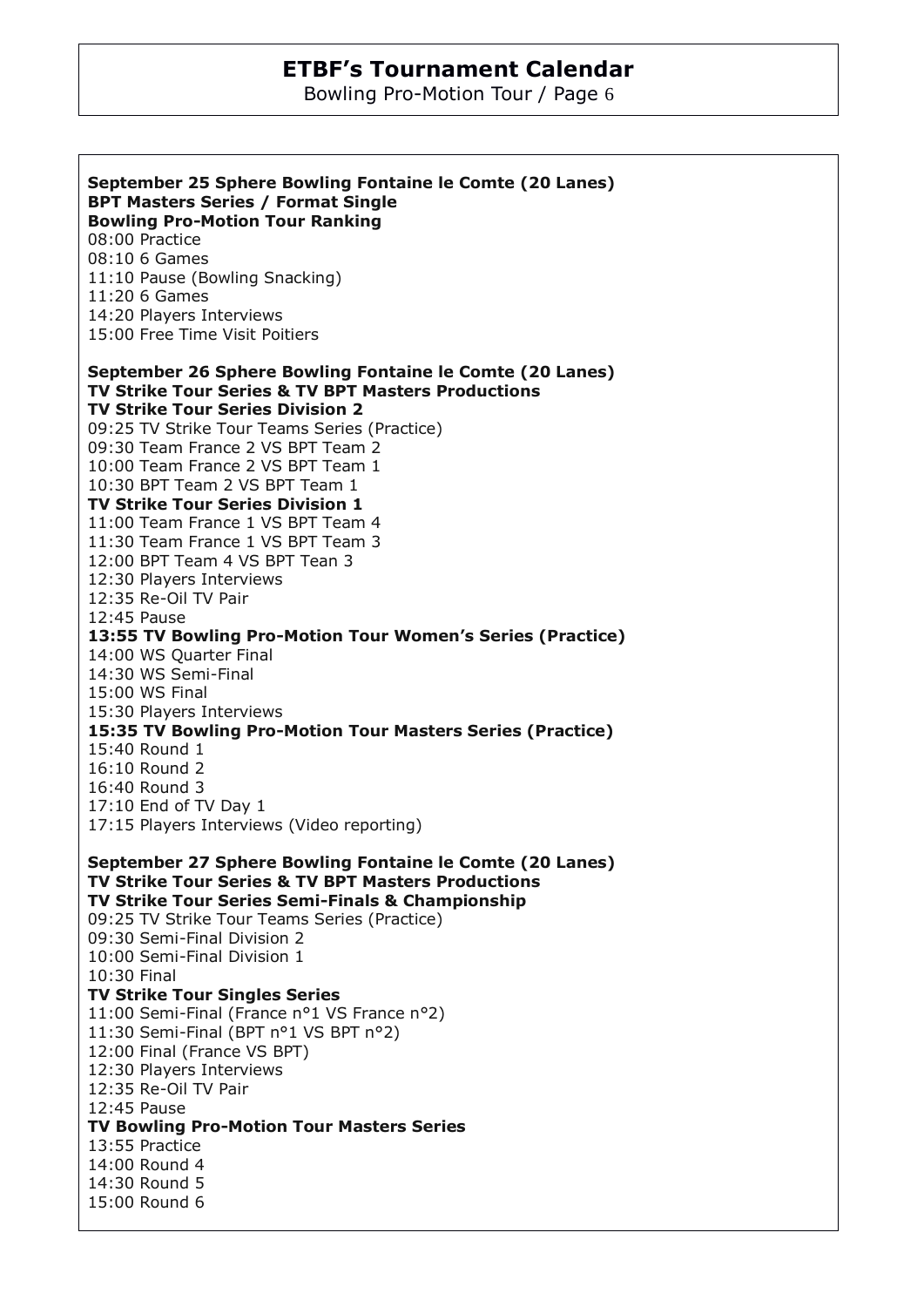**September 25 Sphere Bowling Fontaine le Comte (20 Lanes)**
**BPT Masters Series / Format Single**
**Bowling Pro-Motion Tour Ranking**
08:00 Practice
08:10 6 Games
11:10 Pause (Bowling Snacking)
11:20 6 Games
14:20 Players Interviews
15:00 Free Time Visit Poitiers

**September 26 Sphere Bowling Fontaine le Comte (20 Lanes)**
**TV Strike Tour Series & TV BPT Masters Productions**
**TV Strike Tour Series Division 2**
09:25 TV Strike Tour Teams Series (Practice)
09:30 Team France 2 VS BPT Team 2
10:00 Team France 2 VS BPT Team 1
10:30 BPT Team 2 VS BPT Team 1
**TV Strike Tour Series Division 1**
11:00 Team France 1 VS BPT Team 4
11:30 Team France 1 VS BPT Team 3
12:00 BPT Team 4 VS BPT Tean 3
12:30 Players Interviews
12:35 Re-Oil TV Pair
12:45 Pause
**13:55 TV Bowling Pro-Motion Tour Women's Series (Practice)**
14:00 WS Quarter Final
14:30 WS Semi-Final
15:00 WS Final
15:30 Players Interviews
**15:35 TV Bowling Pro-Motion Tour Masters Series (Practice)**
15:40 Round 1
16:10 Round 2
16:40 Round 3
17:10 End of TV Day 1
17:15 Players Interviews (Video reporting)

**September 27 Sphere Bowling Fontaine le Comte (20 Lanes)**
**TV Strike Tour Series & TV BPT Masters Productions**
**TV Strike Tour Series Semi-Finals & Championship**
09:25 TV Strike Tour Teams Series (Practice)
09:30 Semi-Final Division 2
10:00 Semi-Final Division 1
10:30 Final
**TV Strike Tour Singles Series**
11:00 Semi-Final (France n°1 VS France n°2)
11:30 Semi-Final (BPT n°1 VS BPT n°2)
12:00 Final (France VS BPT)
12:30 Players Interviews
12:35 Re-Oil TV Pair
12:45 Pause
**TV Bowling Pro-Motion Tour Masters Series**
13:55 Practice
14:00 Round 4
14:30 Round 5
15:00 Round 6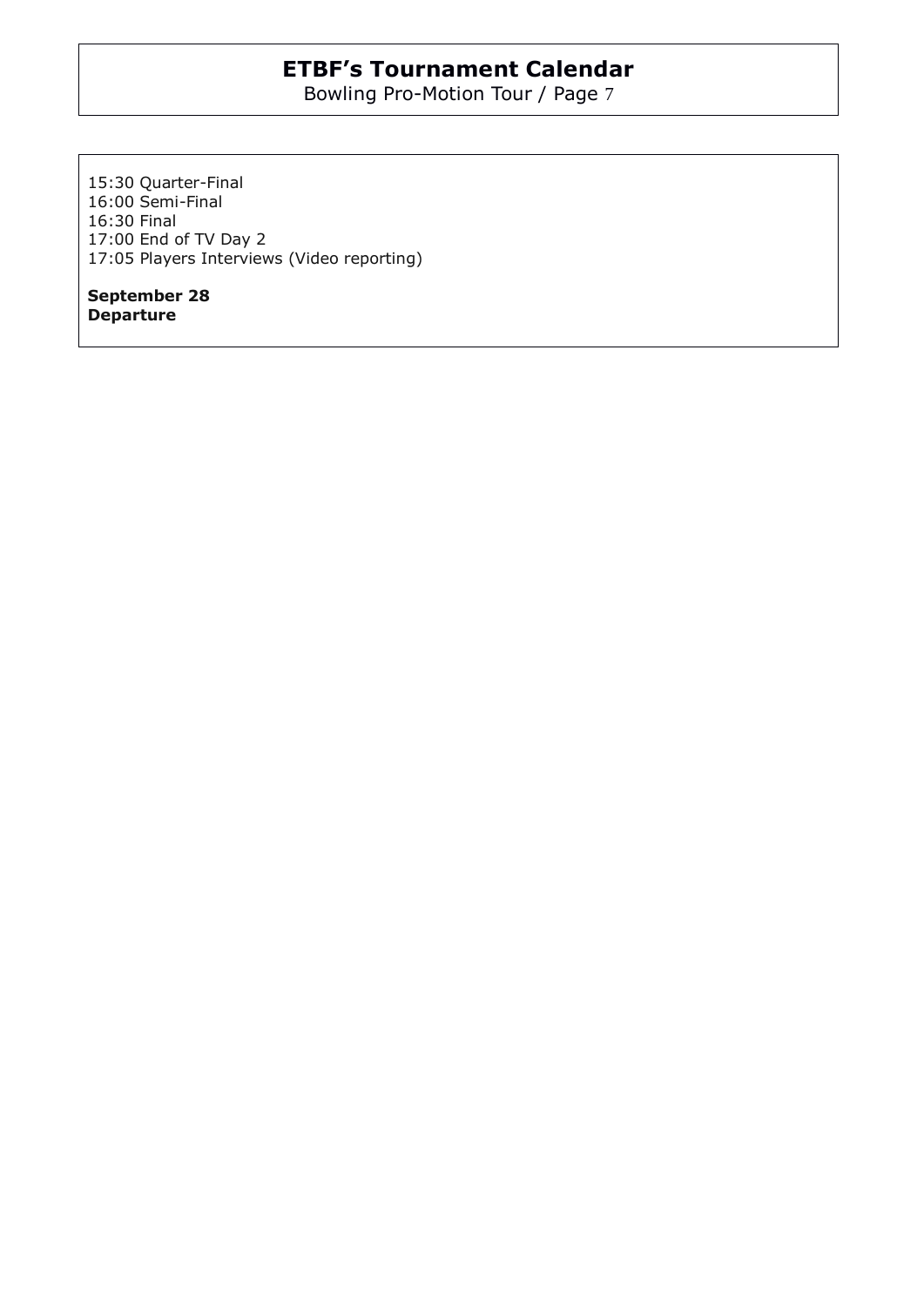15:30 Quarter-Final
16:00 Semi-Final
16:30 Final
17:00 End of TV Day 2
17:05 Players Interviews (Video reporting)

**September 28**
**Departure**